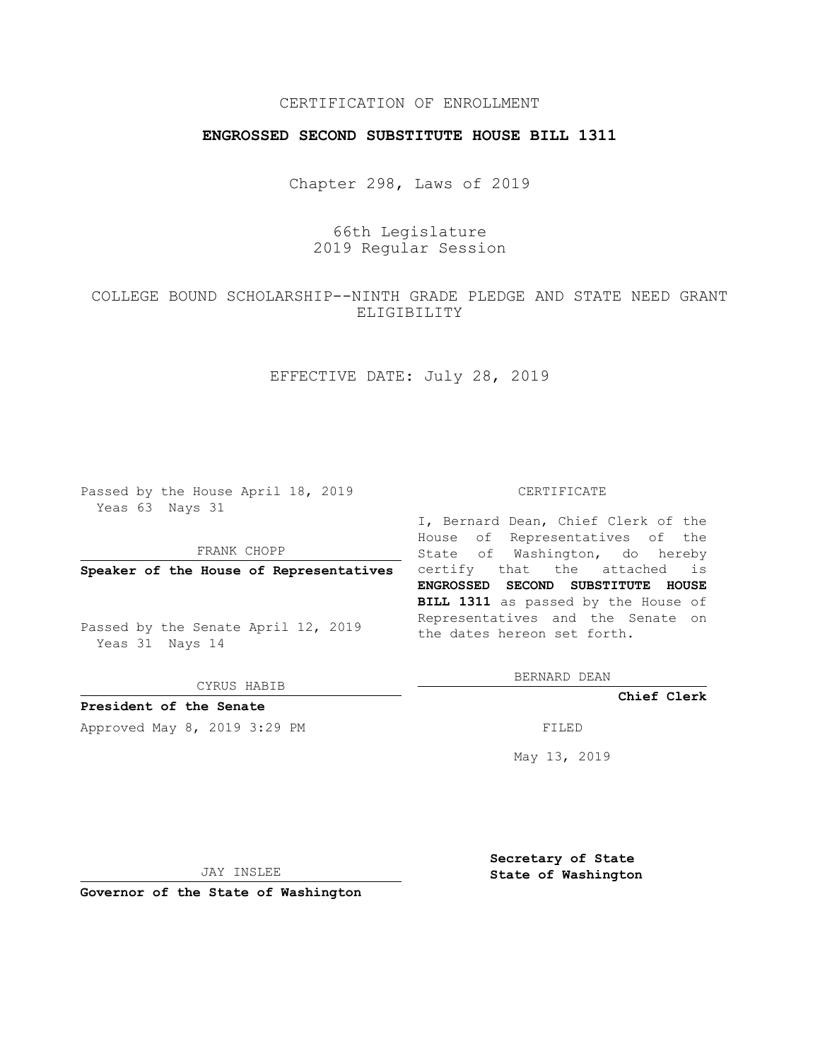CERTIFICATION OF ENROLLMENT

**ENGROSSED SECOND SUBSTITUTE HOUSE BILL 1311**

Chapter 298, Laws of 2019

66th Legislature
2019 Regular Session

COLLEGE BOUND SCHOLARSHIP--NINTH GRADE PLEDGE AND STATE NEED GRANT ELIGIBILITY

EFFECTIVE DATE: July 28, 2019

Passed by the House April 18, 2019
Yeas 63 Nays 31

FRANK CHOPP

**Speaker of the House of Representatives**

Passed by the Senate April 12, 2019
Yeas 31 Nays 14

CYRUS HABIB

**President of the Senate**

Approved May 8, 2019 3:29 PM

JAY INSLEE

**Governor of the State of Washington**

CERTIFICATE

I, Bernard Dean, Chief Clerk of the House of Representatives of the State of Washington, do hereby certify that the attached is **ENGROSSED SECOND SUBSTITUTE HOUSE BILL 1311** as passed by the House of Representatives and the Senate on the dates hereon set forth.

BERNARD DEAN

**Chief Clerk**

FILED

May 13, 2019

**Secretary of State**
**State of Washington**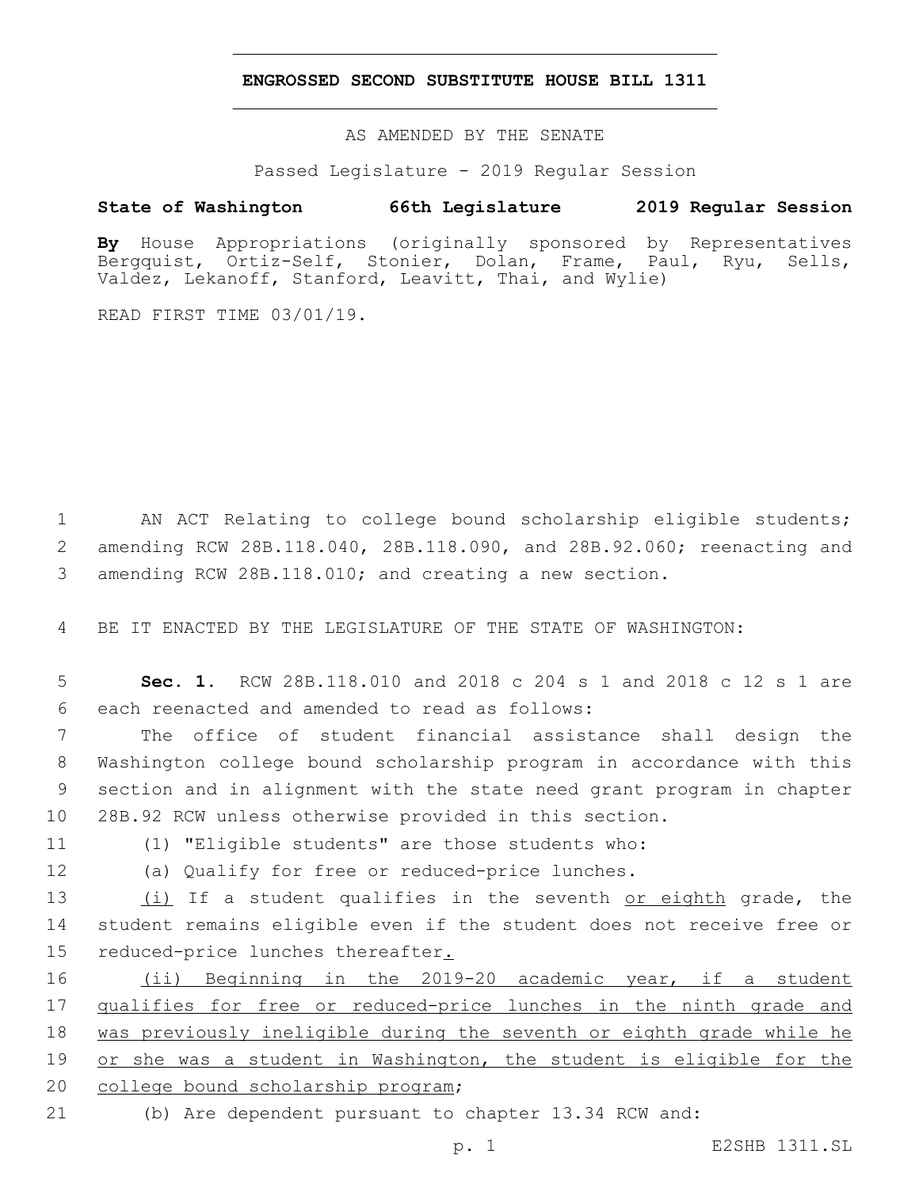# ENGROSSED SECOND SUBSTITUTE HOUSE BILL 1311

AS AMENDED BY THE SENATE

Passed Legislature - 2019 Regular Session

**State of Washington 66th Legislature 2019 Regular Session**

**By** House Appropriations (originally sponsored by Representatives Bergquist, Ortiz-Self, Stonier, Dolan, Frame, Paul, Ryu, Sells, Valdez, Lekanoff, Stanford, Leavitt, Thai, and Wylie)

READ FIRST TIME 03/01/19.

AN ACT Relating to college bound scholarship eligible students; amending RCW 28B.118.040, 28B.118.090, and 28B.92.060; reenacting and amending RCW 28B.118.010; and creating a new section.

BE IT ENACTED BY THE LEGISLATURE OF THE STATE OF WASHINGTON:

**Sec. 1.** RCW 28B.118.010 and 2018 c 204 s 1 and 2018 c 12 s 1 are each reenacted and amended to read as follows:

The office of student financial assistance shall design the Washington college bound scholarship program in accordance with this section and in alignment with the state need grant program in chapter 28B.92 RCW unless otherwise provided in this section.

(1) "Eligible students" are those students who:

(a) Qualify for free or reduced-price lunches.

<u>(i)</u> If a student qualifies in the seventh <u>or eighth</u> grade, the student remains eligible even if the student does not receive free or reduced-price lunches thereafter<u>.</u>

<u>(ii) Beginning in the 2019-20 academic year, if a student qualifies for free or reduced-price lunches in the ninth grade and was previously ineligible during the seventh or eighth grade while he or she was a student in Washington, the student is eligible for the college bound scholarship program</u>;

(b) Are dependent pursuant to chapter 13.34 RCW and: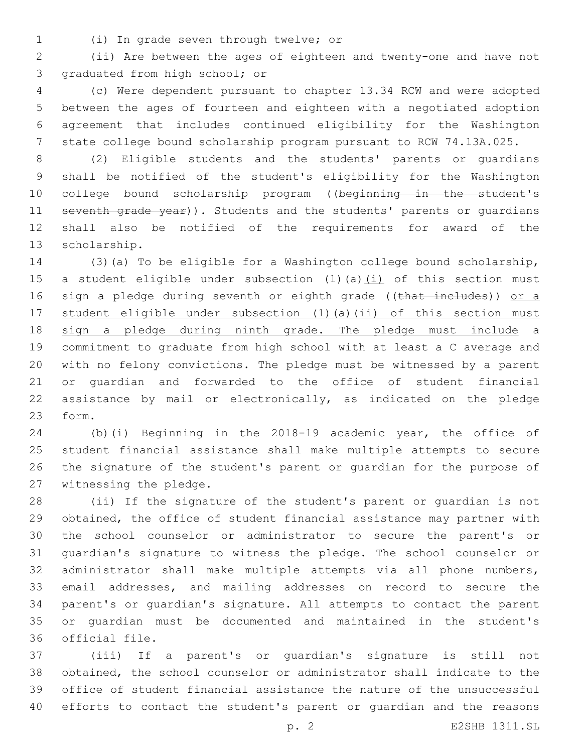(i) In grade seven through twelve; or

(ii) Are between the ages of eighteen and twenty-one and have not graduated from high school; or

(c) Were dependent pursuant to chapter 13.34 RCW and were adopted between the ages of fourteen and eighteen with a negotiated adoption agreement that includes continued eligibility for the Washington state college bound scholarship program pursuant to RCW 74.13A.025.

(2) Eligible students and the students' parents or guardians shall be notified of the student's eligibility for the Washington college bound scholarship program ((~~beginning in the student's seventh grade year~~)). Students and the students' parents or guardians shall also be notified of the requirements for award of the scholarship.

(3)(a) To be eligible for a Washington college bound scholarship, a student eligible under subsection (1)(a)<u>(i)</u> of this section must sign a pledge during seventh or eighth grade ((~~that includes~~)) <u>or a student eligible under subsection (1)(a)(ii) of this section must sign a pledge during ninth grade. The pledge must include</u> a commitment to graduate from high school with at least a C average and with no felony convictions. The pledge must be witnessed by a parent or guardian and forwarded to the office of student financial assistance by mail or electronically, as indicated on the pledge form.

(b)(i) Beginning in the 2018-19 academic year, the office of student financial assistance shall make multiple attempts to secure the signature of the student's parent or guardian for the purpose of witnessing the pledge.

(ii) If the signature of the student's parent or guardian is not obtained, the office of student financial assistance may partner with the school counselor or administrator to secure the parent's or guardian's signature to witness the pledge. The school counselor or administrator shall make multiple attempts via all phone numbers, email addresses, and mailing addresses on record to secure the parent's or guardian's signature. All attempts to contact the parent or guardian must be documented and maintained in the student's official file.

(iii) If a parent's or guardian's signature is still not obtained, the school counselor or administrator shall indicate to the office of student financial assistance the nature of the unsuccessful efforts to contact the student's parent or guardian and the reasons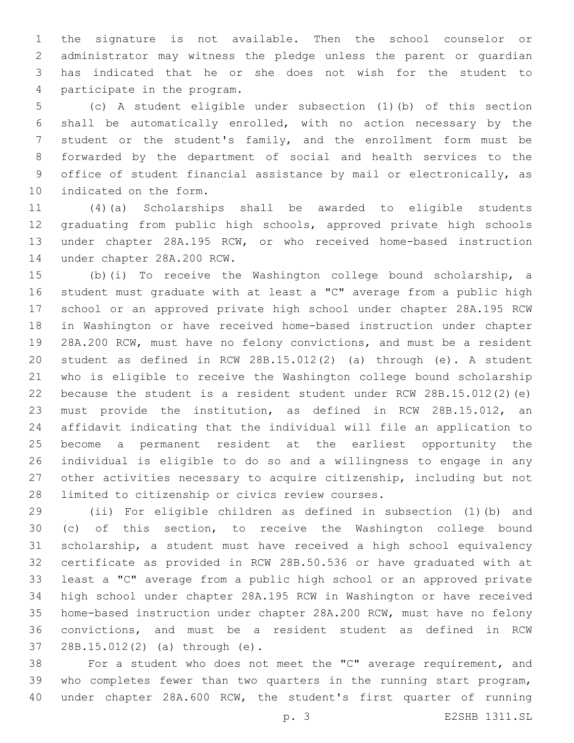the signature is not available. Then the school counselor or administrator may witness the pledge unless the parent or guardian has indicated that he or she does not wish for the student to participate in the program.

(c) A student eligible under subsection (1)(b) of this section shall be automatically enrolled, with no action necessary by the student or the student's family, and the enrollment form must be forwarded by the department of social and health services to the office of student financial assistance by mail or electronically, as indicated on the form.

(4)(a) Scholarships shall be awarded to eligible students graduating from public high schools, approved private high schools under chapter 28A.195 RCW, or who received home-based instruction under chapter 28A.200 RCW.

(b)(i) To receive the Washington college bound scholarship, a student must graduate with at least a "C" average from a public high school or an approved private high school under chapter 28A.195 RCW in Washington or have received home-based instruction under chapter 28A.200 RCW, must have no felony convictions, and must be a resident student as defined in RCW 28B.15.012(2) (a) through (e). A student who is eligible to receive the Washington college bound scholarship because the student is a resident student under RCW 28B.15.012(2)(e) must provide the institution, as defined in RCW 28B.15.012, an affidavit indicating that the individual will file an application to become a permanent resident at the earliest opportunity the individual is eligible to do so and a willingness to engage in any other activities necessary to acquire citizenship, including but not limited to citizenship or civics review courses.

(ii) For eligible children as defined in subsection (1)(b) and (c) of this section, to receive the Washington college bound scholarship, a student must have received a high school equivalency certificate as provided in RCW 28B.50.536 or have graduated with at least a "C" average from a public high school or an approved private high school under chapter 28A.195 RCW in Washington or have received home-based instruction under chapter 28A.200 RCW, must have no felony convictions, and must be a resident student as defined in RCW 28B.15.012(2) (a) through (e).

For a student who does not meet the "C" average requirement, and who completes fewer than two quarters in the running start program, under chapter 28A.600 RCW, the student's first quarter of running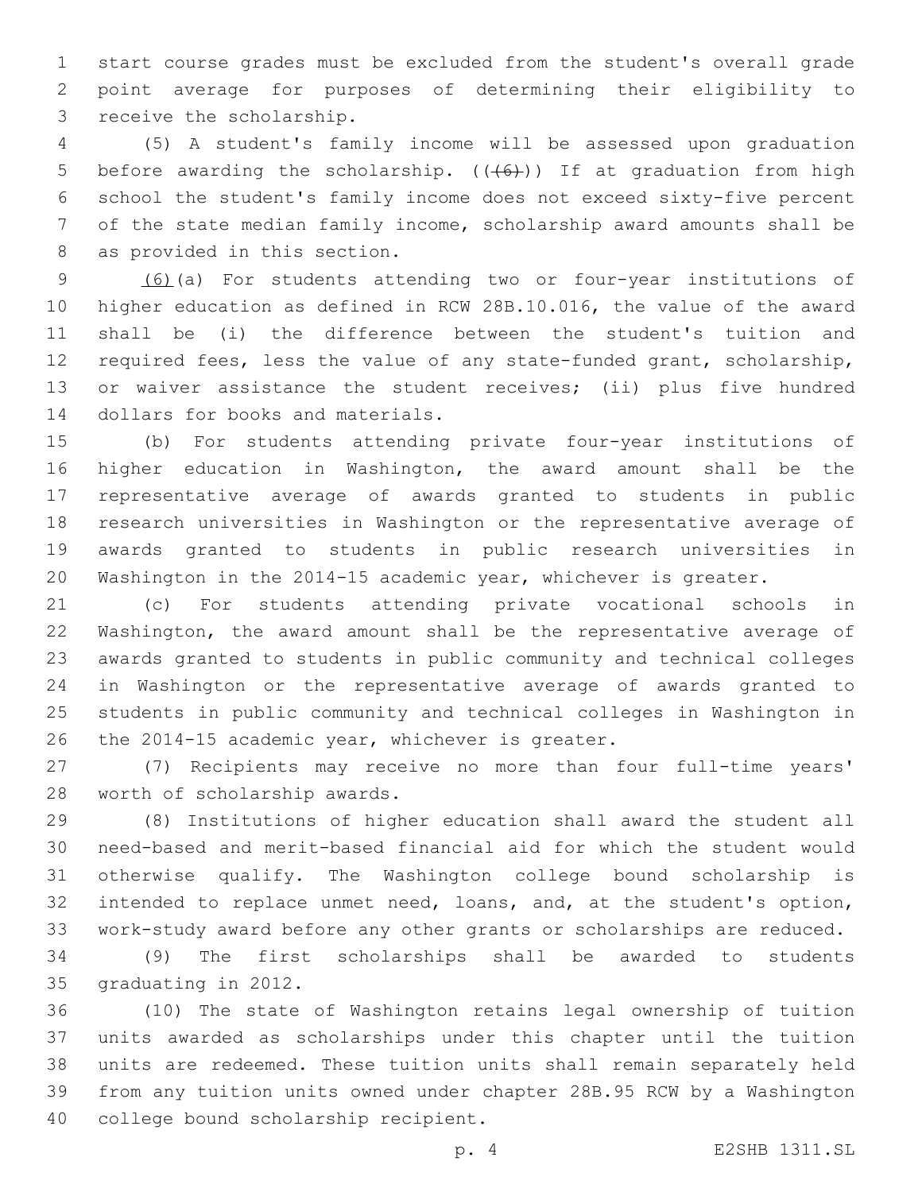start course grades must be excluded from the student's overall grade point average for purposes of determining their eligibility to receive the scholarship.

(5) A student's family income will be assessed upon graduation before awarding the scholarship. ((~~(6)~~)) If at graduation from high school the student's family income does not exceed sixty-five percent of the state median family income, scholarship award amounts shall be as provided in this section.

<u>(6)</u>(a) For students attending two or four-year institutions of higher education as defined in RCW 28B.10.016, the value of the award shall be (i) the difference between the student's tuition and required fees, less the value of any state-funded grant, scholarship, or waiver assistance the student receives; (ii) plus five hundred dollars for books and materials.

(b) For students attending private four-year institutions of higher education in Washington, the award amount shall be the representative average of awards granted to students in public research universities in Washington or the representative average of awards granted to students in public research universities in Washington in the 2014-15 academic year, whichever is greater.

(c) For students attending private vocational schools in Washington, the award amount shall be the representative average of awards granted to students in public community and technical colleges in Washington or the representative average of awards granted to students in public community and technical colleges in Washington in the 2014-15 academic year, whichever is greater.

(7) Recipients may receive no more than four full-time years' worth of scholarship awards.

(8) Institutions of higher education shall award the student all need-based and merit-based financial aid for which the student would otherwise qualify. The Washington college bound scholarship is intended to replace unmet need, loans, and, at the student's option, work-study award before any other grants or scholarships are reduced.

(9) The first scholarships shall be awarded to students graduating in 2012.

(10) The state of Washington retains legal ownership of tuition units awarded as scholarships under this chapter until the tuition units are redeemed. These tuition units shall remain separately held from any tuition units owned under chapter 28B.95 RCW by a Washington college bound scholarship recipient.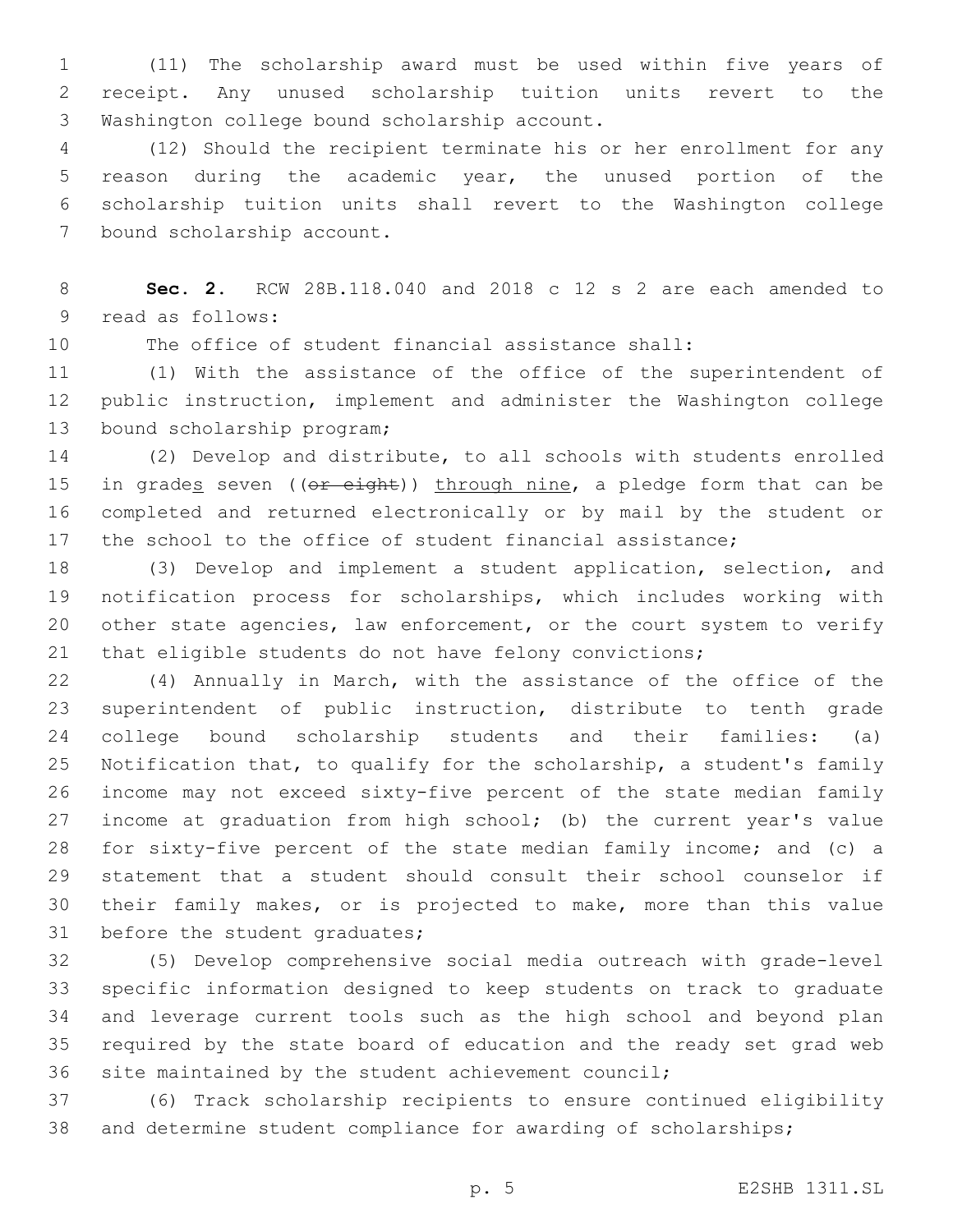(11) The scholarship award must be used within five years of receipt. Any unused scholarship tuition units revert to the Washington college bound scholarship account.

(12) Should the recipient terminate his or her enrollment for any reason during the academic year, the unused portion of the scholarship tuition units shall revert to the Washington college bound scholarship account.

**Sec. 2.** RCW 28B.118.040 and 2018 c 12 s 2 are each amended to read as follows:

The office of student financial assistance shall:

(1) With the assistance of the office of the superintendent of public instruction, implement and administer the Washington college bound scholarship program;

(2) Develop and distribute, to all schools with students enrolled in grades seven ((~~or eight~~)) through nine, a pledge form that can be completed and returned electronically or by mail by the student or the school to the office of student financial assistance;

(3) Develop and implement a student application, selection, and notification process for scholarships, which includes working with other state agencies, law enforcement, or the court system to verify that eligible students do not have felony convictions;

(4) Annually in March, with the assistance of the office of the superintendent of public instruction, distribute to tenth grade college bound scholarship students and their families: (a) Notification that, to qualify for the scholarship, a student's family income may not exceed sixty-five percent of the state median family income at graduation from high school; (b) the current year's value for sixty-five percent of the state median family income; and (c) a statement that a student should consult their school counselor if their family makes, or is projected to make, more than this value before the student graduates;

(5) Develop comprehensive social media outreach with grade-level specific information designed to keep students on track to graduate and leverage current tools such as the high school and beyond plan required by the state board of education and the ready set grad web site maintained by the student achievement council;

(6) Track scholarship recipients to ensure continued eligibility and determine student compliance for awarding of scholarships;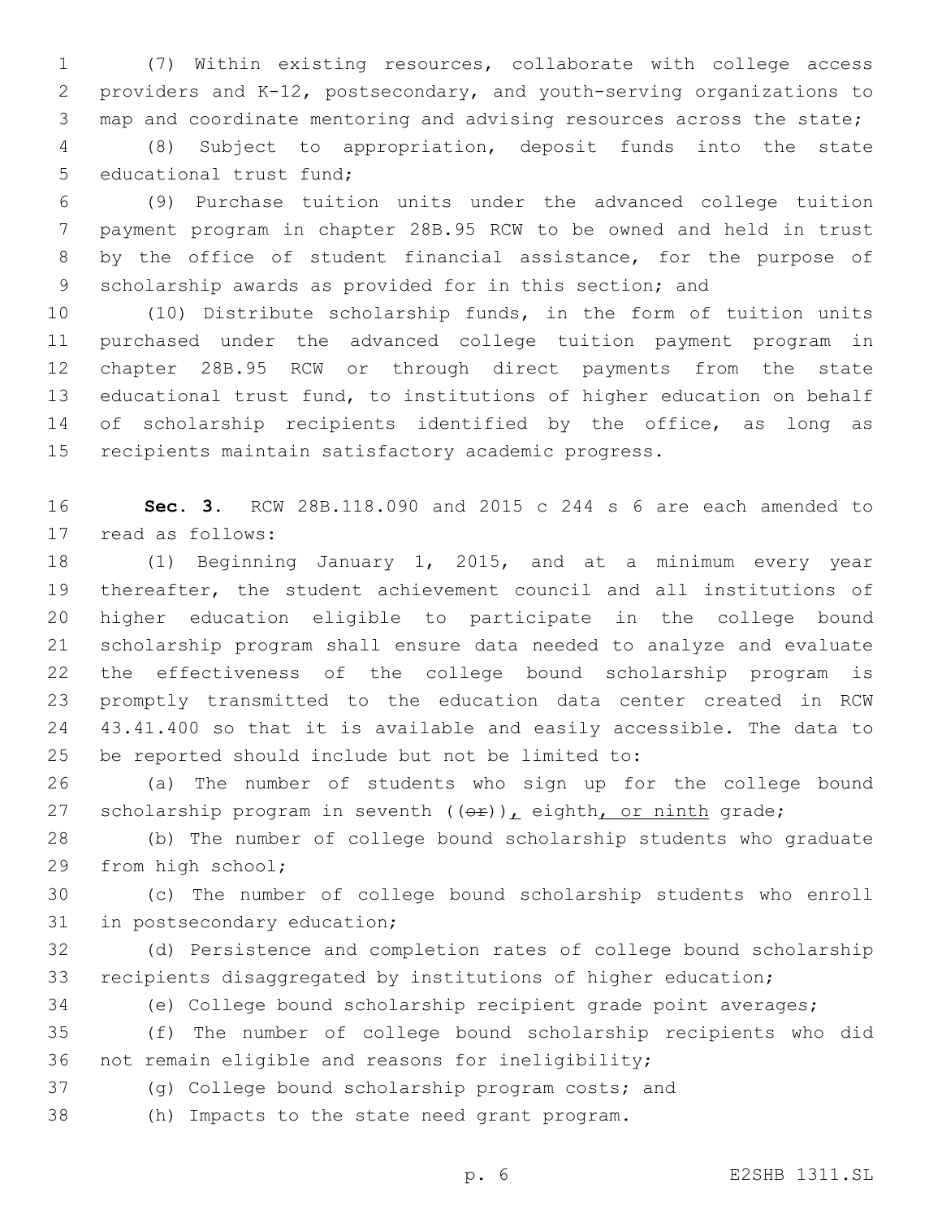(7) Within existing resources, collaborate with college access providers and K-12, postsecondary, and youth-serving organizations to map and coordinate mentoring and advising resources across the state;

(8) Subject to appropriation, deposit funds into the state educational trust fund;

(9) Purchase tuition units under the advanced college tuition payment program in chapter 28B.95 RCW to be owned and held in trust by the office of student financial assistance, for the purpose of scholarship awards as provided for in this section; and

(10) Distribute scholarship funds, in the form of tuition units purchased under the advanced college tuition payment program in chapter 28B.95 RCW or through direct payments from the state educational trust fund, to institutions of higher education on behalf of scholarship recipients identified by the office, as long as recipients maintain satisfactory academic progress.

**Sec. 3.** RCW 28B.118.090 and 2015 c 244 s 6 are each amended to read as follows:

(1) Beginning January 1, 2015, and at a minimum every year thereafter, the student achievement council and all institutions of higher education eligible to participate in the college bound scholarship program shall ensure data needed to analyze and evaluate the effectiveness of the college bound scholarship program is promptly transmitted to the education data center created in RCW 43.41.400 so that it is available and easily accessible. The data to be reported should include but not be limited to:

(a) The number of students who sign up for the college bound scholarship program in seventh ((~~or~~))<u>,</u> eighth<u>, or ninth</u> grade;

(b) The number of college bound scholarship students who graduate from high school;

(c) The number of college bound scholarship students who enroll in postsecondary education;

(d) Persistence and completion rates of college bound scholarship recipients disaggregated by institutions of higher education;

(e) College bound scholarship recipient grade point averages;

(f) The number of college bound scholarship recipients who did not remain eligible and reasons for ineligibility;

(g) College bound scholarship program costs; and

(h) Impacts to the state need grant program.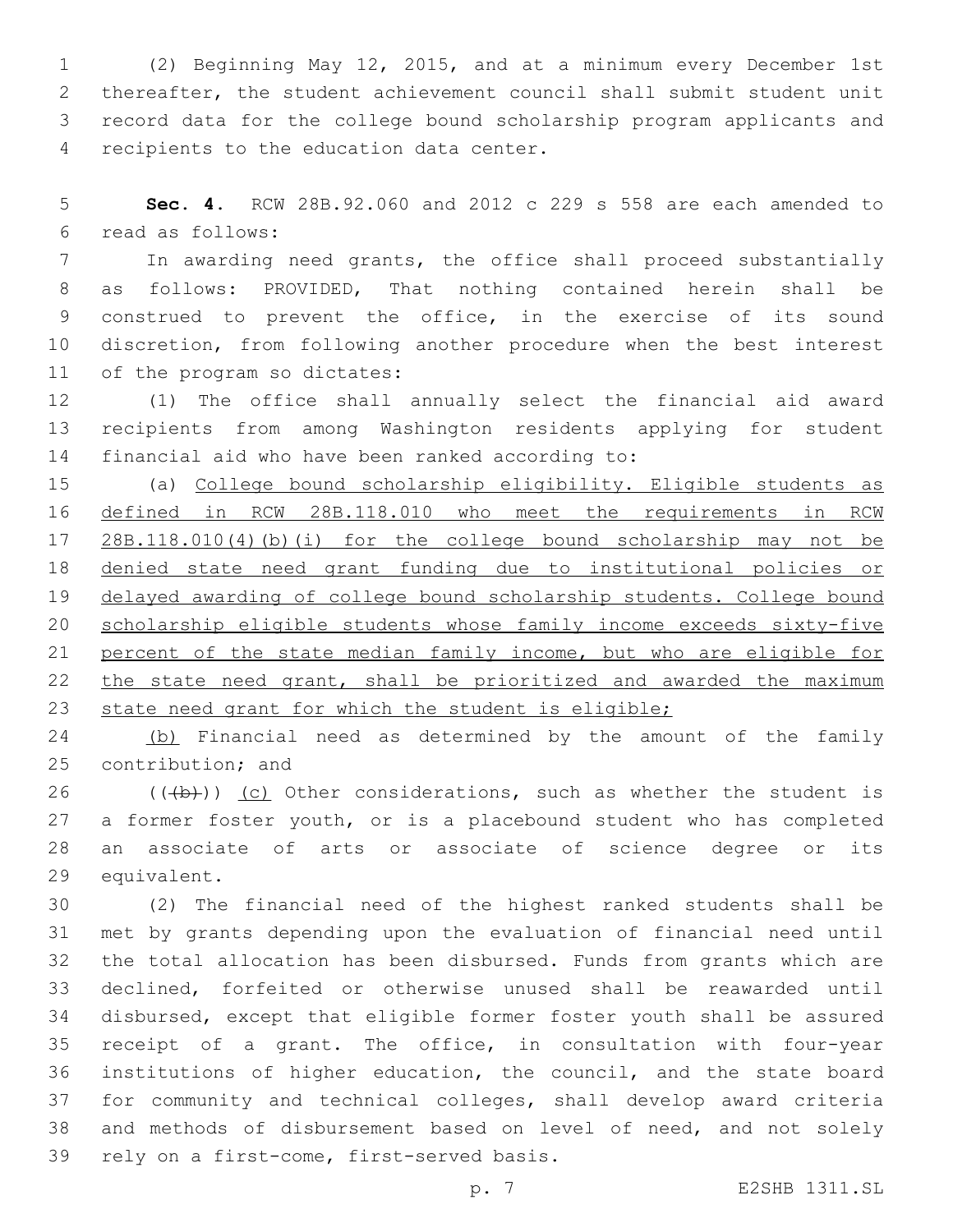(2) Beginning May 12, 2015, and at a minimum every December 1st thereafter, the student achievement council shall submit student unit record data for the college bound scholarship program applicants and recipients to the education data center.

**Sec. 4.** RCW 28B.92.060 and 2012 c 229 s 558 are each amended to read as follows:

In awarding need grants, the office shall proceed substantially as follows: PROVIDED, That nothing contained herein shall be construed to prevent the office, in the exercise of its sound discretion, from following another procedure when the best interest of the program so dictates:

(1) The office shall annually select the financial aid award recipients from among Washington residents applying for student financial aid who have been ranked according to:

(a) College bound scholarship eligibility. Eligible students as defined in RCW 28B.118.010 who meet the requirements in RCW 28B.118.010(4)(b)(i) for the college bound scholarship may not be denied state need grant funding due to institutional policies or delayed awarding of college bound scholarship students. College bound scholarship eligible students whose family income exceeds sixty-five percent of the state median family income, but who are eligible for the state need grant, shall be prioritized and awarded the maximum state need grant for which the student is eligible;

(b) Financial need as determined by the amount of the family contribution; and

~~((b))~~ (c) Other considerations, such as whether the student is a former foster youth, or is a placebound student who has completed an associate of arts or associate of science degree or its equivalent.

(2) The financial need of the highest ranked students shall be met by grants depending upon the evaluation of financial need until the total allocation has been disbursed. Funds from grants which are declined, forfeited or otherwise unused shall be reawarded until disbursed, except that eligible former foster youth shall be assured receipt of a grant. The office, in consultation with four-year institutions of higher education, the council, and the state board for community and technical colleges, shall develop award criteria and methods of disbursement based on level of need, and not solely rely on a first-come, first-served basis.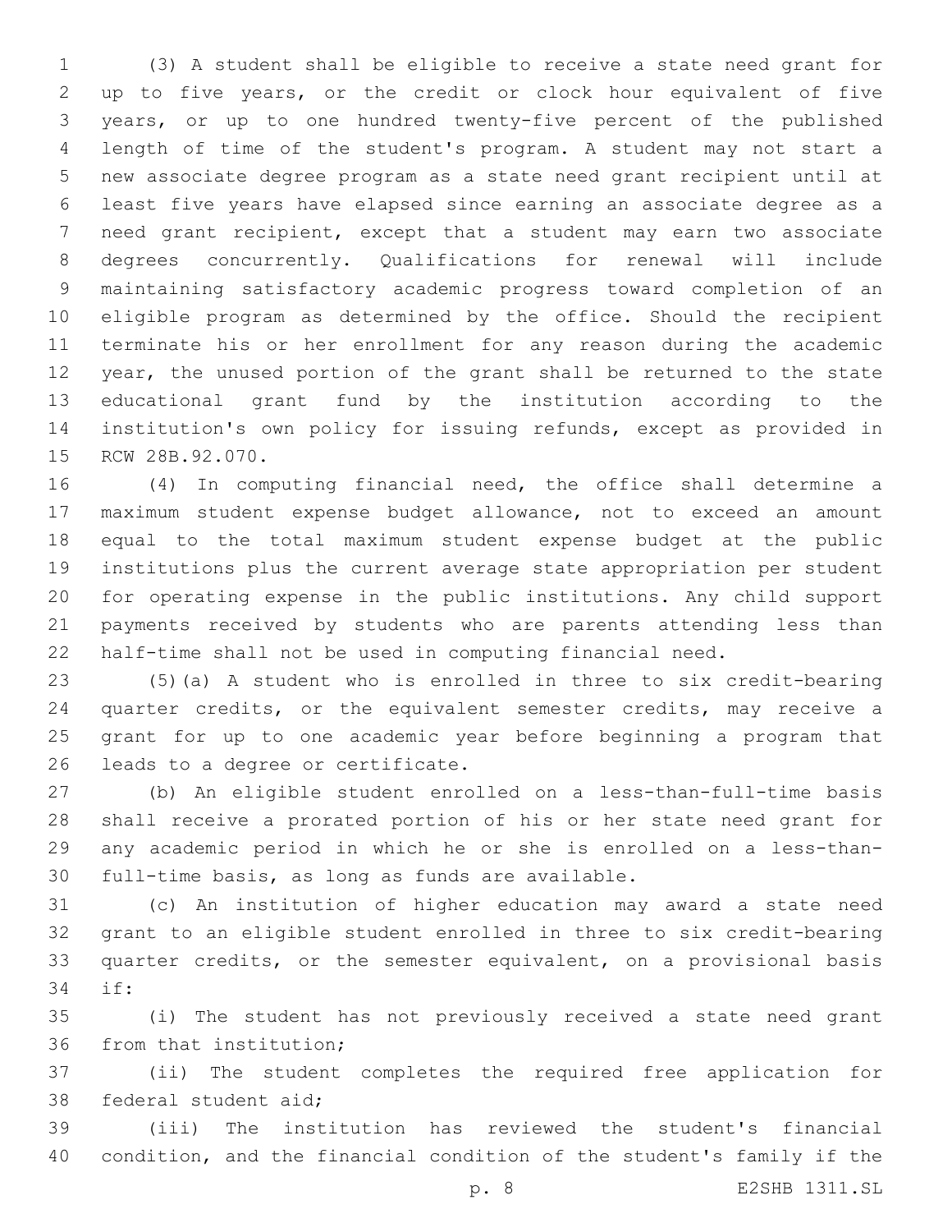(3) A student shall be eligible to receive a state need grant for up to five years, or the credit or clock hour equivalent of five years, or up to one hundred twenty-five percent of the published length of time of the student's program. A student may not start a new associate degree program as a state need grant recipient until at least five years have elapsed since earning an associate degree as a need grant recipient, except that a student may earn two associate degrees concurrently. Qualifications for renewal will include maintaining satisfactory academic progress toward completion of an eligible program as determined by the office. Should the recipient terminate his or her enrollment for any reason during the academic year, the unused portion of the grant shall be returned to the state educational grant fund by the institution according to the institution's own policy for issuing refunds, except as provided in RCW 28B.92.070.

(4) In computing financial need, the office shall determine a maximum student expense budget allowance, not to exceed an amount equal to the total maximum student expense budget at the public institutions plus the current average state appropriation per student for operating expense in the public institutions. Any child support payments received by students who are parents attending less than half-time shall not be used in computing financial need.

(5)(a) A student who is enrolled in three to six credit-bearing quarter credits, or the equivalent semester credits, may receive a grant for up to one academic year before beginning a program that leads to a degree or certificate.

(b) An eligible student enrolled on a less-than-full-time basis shall receive a prorated portion of his or her state need grant for any academic period in which he or she is enrolled on a less-than-full-time basis, as long as funds are available.

(c) An institution of higher education may award a state need grant to an eligible student enrolled in three to six credit-bearing quarter credits, or the semester equivalent, on a provisional basis if:

(i) The student has not previously received a state need grant from that institution;

(ii) The student completes the required free application for federal student aid;

(iii) The institution has reviewed the student's financial condition, and the financial condition of the student's family if the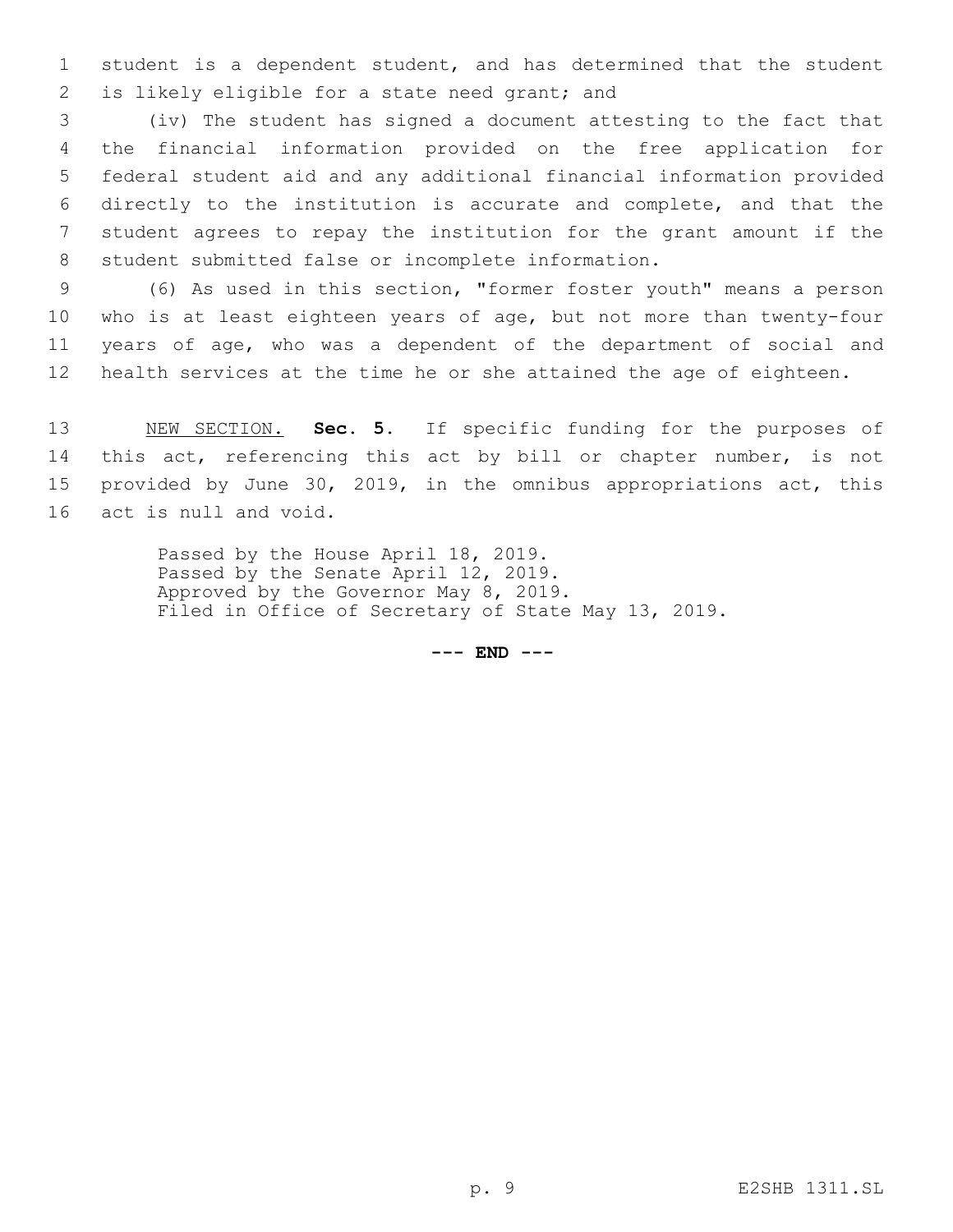student is a dependent student, and has determined that the student is likely eligible for a state need grant; and

(iv) The student has signed a document attesting to the fact that the financial information provided on the free application for federal student aid and any additional financial information provided directly to the institution is accurate and complete, and that the student agrees to repay the institution for the grant amount if the student submitted false or incomplete information.

(6) As used in this section, "former foster youth" means a person who is at least eighteen years of age, but not more than twenty-four years of age, who was a dependent of the department of social and health services at the time he or she attained the age of eighteen.

NEW SECTION. **Sec. 5.** If specific funding for the purposes of this act, referencing this act by bill or chapter number, is not provided by June 30, 2019, in the omnibus appropriations act, this act is null and void.

Passed by the House April 18, 2019.
Passed by the Senate April 12, 2019.
Approved by the Governor May 8, 2019.
Filed in Office of Secretary of State May 13, 2019.

**--- END ---**